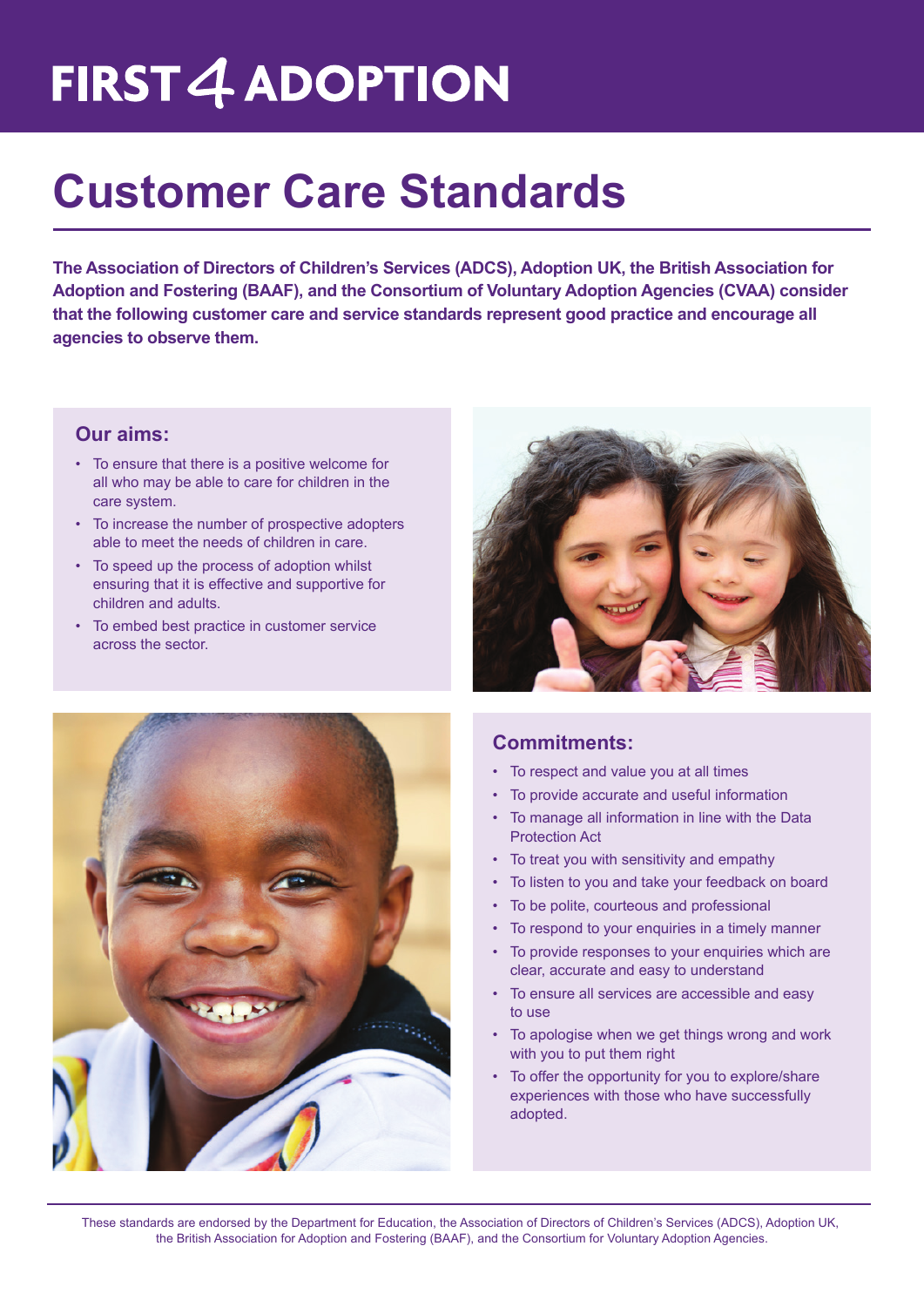# FIRST 4 ADOPTION

# Customer Care Standards

**The Association of Directors of Children's Services (ADCS), Adoption UK, the British Association for Adoption and Fostering (BAAF), and the Consortium of Voluntary Adoption Agencies (CVAA) consider that the following customer care and service standards represent good practice and encourage all agencies to observe them.**

## Our aims:

- To ensure that there is a positive welcome for all who may be able to care for children in the care system.
- To increase the number of prospective adopters able to meet the needs of children in care.
- To speed up the process of adoption whilst ensuring that it is effective and supportive for children and adults.
- To embed best practice in customer service across the sector.

## Commitments:

- To respect and value you at all times
- To provide accurate and useful information
- To manage all information in line with the Data Protection Act
- To treat you with sensitivity and empathy
- To listen to you and take your feedback on board
- To be polite, courteous and professional
- To respond to your enquiries in a timely manner
- To provide responses to your enquiries which are clear, accurate and easy to understand
- To ensure all services are accessible and easy to use
- To apologise when we get things wrong and work with you to put them right
- To offer the opportunity for you to explore/share experiences with those who have successfully adopted.

These standards are endorsed by the Department for Education, the Association of Directors of Children's Services (ADCS), Adoption UK, the British Association for Adoption and Fostering (BAAF), and the Consortium for Voluntary Adoption Agencies.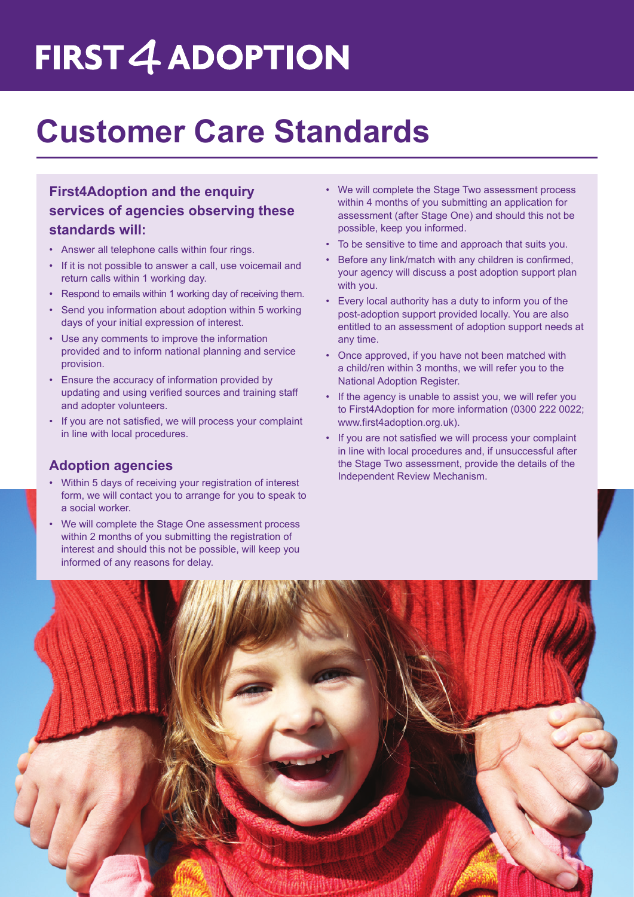# FIRST 4 ADOPTION

# Customer Care Standards

### First4Adoption and the enquiry services of agencies observing these standards will:

- Answer all telephone calls within four rings.
- If it is not possible to answer a call, use voicemail and return calls within 1 working day.
- Respond to emails within 1 working day of receiving them.
- Send you information about adoption within 5 working days of your initial expression of interest.
- Use any comments to improve the information provided and to inform national planning and service provision.
- Ensure the accuracy of information provided by updating and using verified sources and training staff and adopter volunteers.
- If you are not satisfied, we will process your complaint in line with local procedures.

### Adoption agencies

- Within 5 days of receiving your registration of interest form, we will contact you to arrange for you to speak to a social worker.
- We will complete the Stage One assessment process within 2 months of you submitting the registration of interest and should this not be possible, will keep you informed of any reasons for delay.
- We will complete the Stage Two assessment process within 4 months of you submitting an application for assessment (after Stage One) and should this not be possible, keep you informed.
- To be sensitive to time and approach that suits you.
- Before any link/match with any children is confirmed, your agency will discuss a post adoption support plan with you.
- Every local authority has a duty to inform you of the post-adoption support provided locally. You are also entitled to an assessment of adoption support needs at any time.
- Once approved, if you have not been matched with a child/ren within 3 months, we will refer you to the National Adoption Register.
- If the agency is unable to assist you, we will refer you to First4Adoption for more information (0300 222 0022; www.first4adoption.org.uk).
- If you are not satisfied we will process your complaint in line with local procedures and, if unsuccessful after the Stage Two assessment, provide the details of the Independent Review Mechanism.